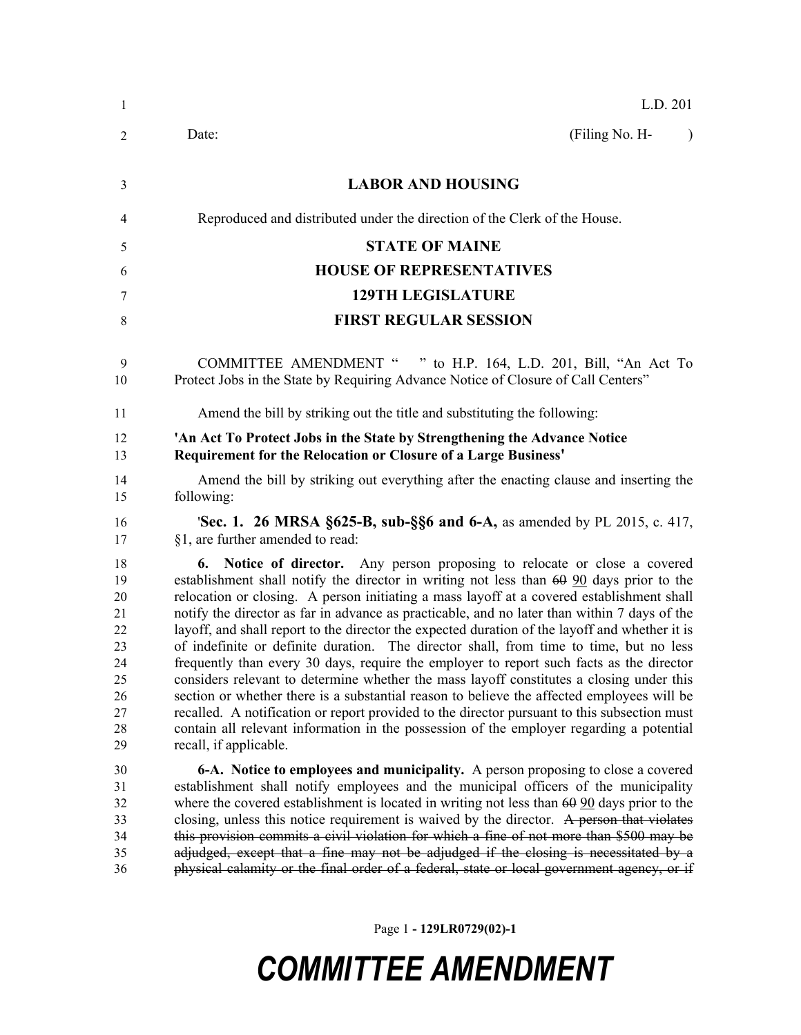L.D. 201

Date: (Filing No. H- )

**LABOR AND HOUSING**

Reproduced and distributed under the direction of the Clerk of the House.

**STATE OF MAINE**

**HOUSE OF REPRESENTATIVES**

**129TH LEGISLATURE**

**FIRST REGULAR SESSION**

COMMITTEE AMENDMENT " " to H.P. 164, L.D. 201, Bill, "An Act To Protect Jobs in the State by Requiring Advance Notice of Closure of Call Centers"

Amend the bill by striking out the title and substituting the following:

**'An Act To Protect Jobs in the State by Strengthening the Advance Notice Requirement for the Relocation or Closure of a Large Business'**

Amend the bill by striking out everything after the enacting clause and inserting the following:

'**Sec. 1. 26 MRSA §625-B, sub-§§6 and 6-A,** as amended by PL 2015, c. 417, §1, are further amended to read:

**6. Notice of director.** Any person proposing to relocate or close a covered establishment shall notify the director in writing not less than ~~60~~ 90 days prior to the relocation or closing. A person initiating a mass layoff at a covered establishment shall notify the director as far in advance as practicable, and no later than within 7 days of the layoff, and shall report to the director the expected duration of the layoff and whether it is of indefinite or definite duration. The director shall, from time to time, but no less frequently than every 30 days, require the employer to report such facts as the director considers relevant to determine whether the mass layoff constitutes a closing under this section or whether there is a substantial reason to believe the affected employees will be recalled. A notification or report provided to the director pursuant to this subsection must contain all relevant information in the possession of the employer regarding a potential recall, if applicable.

**6-A. Notice to employees and municipality.** A person proposing to close a covered establishment shall notify employees and the municipal officers of the municipality where the covered establishment is located in writing not less than ~~60~~ 90 days prior to the closing, unless this notice requirement is waived by the director. ~~A person that violates this provision commits a civil violation for which a fine of not more than $500 may be adjudged, except that a fine may not be adjudged if the closing is necessitated by a physical calamity or the final order of a federal, state or local government agency, or if~~

**COMMITTEE AMENDMENT**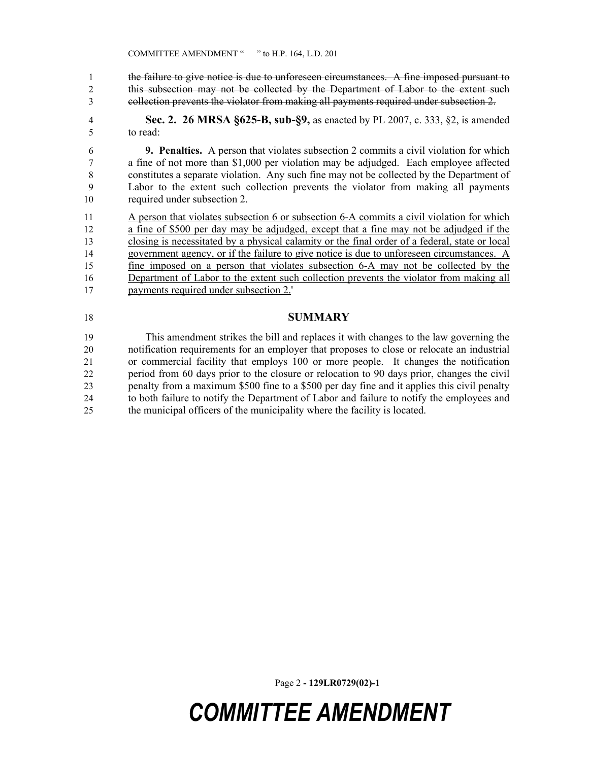~~the failure to give notice is due to unforeseen circumstances. A fine imposed pursuant to this subsection may not be collected by the Department of Labor to the extent such collection prevents the violator from making all payments required under subsection 2.~~

**Sec. 2. 26 MRSA §625-B, sub-§9,** as enacted by PL 2007, c. 333, §2, is amended to read:

**9. Penalties.** A person that violates subsection 2 commits a civil violation for which a fine of not more than $1,000 per violation may be adjudged. Each employee affected constitutes a separate violation. Any such fine may not be collected by the Department of Labor to the extent such collection prevents the violator from making all payments required under subsection 2.

<u>A person that violates subsection 6 or subsection 6-A commits a civil violation for which a fine of $500 per day may be adjudged, except that a fine may not be adjudged if the closing is necessitated by a physical calamity or the final order of a federal, state or local government agency, or if the failure to give notice is due to unforeseen circumstances. A fine imposed on a person that violates subsection 6-A may not be collected by the Department of Labor to the extent such collection prevents the violator from making all payments required under subsection 2.</u>'

## SUMMARY

This amendment strikes the bill and replaces it with changes to the law governing the notification requirements for an employer that proposes to close or relocate an industrial or commercial facility that employs 100 or more people. It changes the notification period from 60 days prior to the closure or relocation to 90 days prior, changes the civil penalty from a maximum $500 fine to a $500 per day fine and it applies this civil penalty to both failure to notify the Department of Labor and failure to notify the employees and the municipal officers of the municipality where the facility is located.